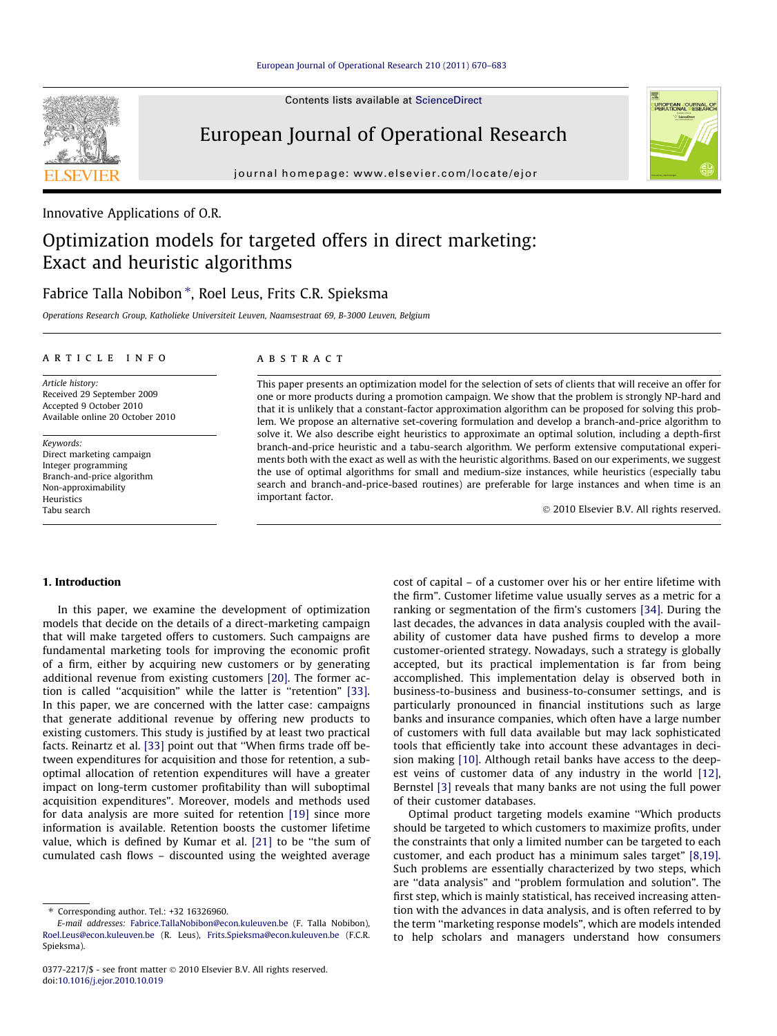Innovative Applications of O.R.

# Optimization models for targeted offers in direct marketing: Exact and heuristic algorithms

Fabrice Talla Nobibon *, Roel Leus, Frits C.R. Spieksma

*Operations Research Group, Katholieke Universiteit Leuven, Naamsestraat 69, B-3000 Leuven, Belgium*

ARTICLE INFO

*Article history:*
Received 29 September 2009
Accepted 9 October 2010
Available online 20 October 2010

*Keywords:*
Direct marketing campaign
Integer programming
Branch-and-price algorithm
Non-approximability
Heuristics
Tabu search

ABSTRACT

This paper presents an optimization model for the selection of sets of clients that will receive an offer for one or more products during a promotion campaign. We show that the problem is strongly NP-hard and that it is unlikely that a constant-factor approximation algorithm can be proposed for solving this problem. We propose an alternative set-covering formulation and develop a branch-and-price algorithm to solve it. We also describe eight heuristics to approximate an optimal solution, including a depth-first branch-and-price heuristic and a tabu-search algorithm. We perform extensive computational experiments both with the exact as well as with the heuristic algorithms. Based on our experiments, we suggest the use of optimal algorithms for small and medium-size instances, while heuristics (especially tabu search and branch-and-price-based routines) are preferable for large instances and when time is an important factor.

© 2010 Elsevier B.V. All rights reserved.

## 1. Introduction

In this paper, we examine the development of optimization models that decide on the details of a direct-marketing campaign that will make targeted offers to customers. Such campaigns are fundamental marketing tools for improving the economic profit of a firm, either by acquiring new customers or by generating additional revenue from existing customers [20]. The former action is called "acquisition" while the latter is "retention" [33]. In this paper, we are concerned with the latter case: campaigns that generate additional revenue by offering new products to existing customers. This study is justified by at least two practical facts. Reinartz et al. [33] point out that "When firms trade off between expenditures for acquisition and those for retention, a suboptimal allocation of retention expenditures will have a greater impact on long-term customer profitability than will suboptimal acquisition expenditures". Moreover, models and methods used for data analysis are more suited for retention [19] since more information is available. Retention boosts the customer lifetime value, which is defined by Kumar et al. [21] to be "the sum of cumulated cash flows – discounted using the weighted average cost of capital – of a customer over his or her entire lifetime with the firm". Customer lifetime value usually serves as a metric for a ranking or segmentation of the firm's customers [34]. During the last decades, the advances in data analysis coupled with the availability of customer data have pushed firms to develop a more customer-oriented strategy. Nowadays, such a strategy is globally accepted, but its practical implementation is far from being accomplished. This implementation delay is observed both in business-to-business and business-to-consumer settings, and is particularly pronounced in financial institutions such as large banks and insurance companies, which often have a large number of customers with full data available but may lack sophisticated tools that efficiently take into account these advantages in decision making [10]. Although retail banks have access to the deepest veins of customer data of any industry in the world [12], Bernstel [3] reveals that many banks are not using the full power of their customer databases.

Optimal product targeting models examine "Which products should be targeted to which customers to maximize profits, under the constraints that only a limited number can be targeted to each customer, and each product has a minimum sales target" [8,19]. Such problems are essentially characterized by two steps, which are "data analysis" and "problem formulation and solution". The first step, which is mainly statistical, has received increasing attention with the advances in data analysis, and is often referred to by the term "marketing response models", which are models intended to help scholars and managers understand how consumers

---

* Corresponding author. Tel.: +32 16326960.
*E-mail addresses:* Fabrice.TallaNobibon@econ.kuleuven.be (F. Talla Nobibon), Roel.Leus@econ.kuleuven.be (R. Leus), Frits.Spieksma@econ.kuleuven.be (F.C.R. Spieksma).

0377-2217/$ - see front matter © 2010 Elsevier B.V. All rights reserved.
doi:10.1016/j.ejor.2010.10.019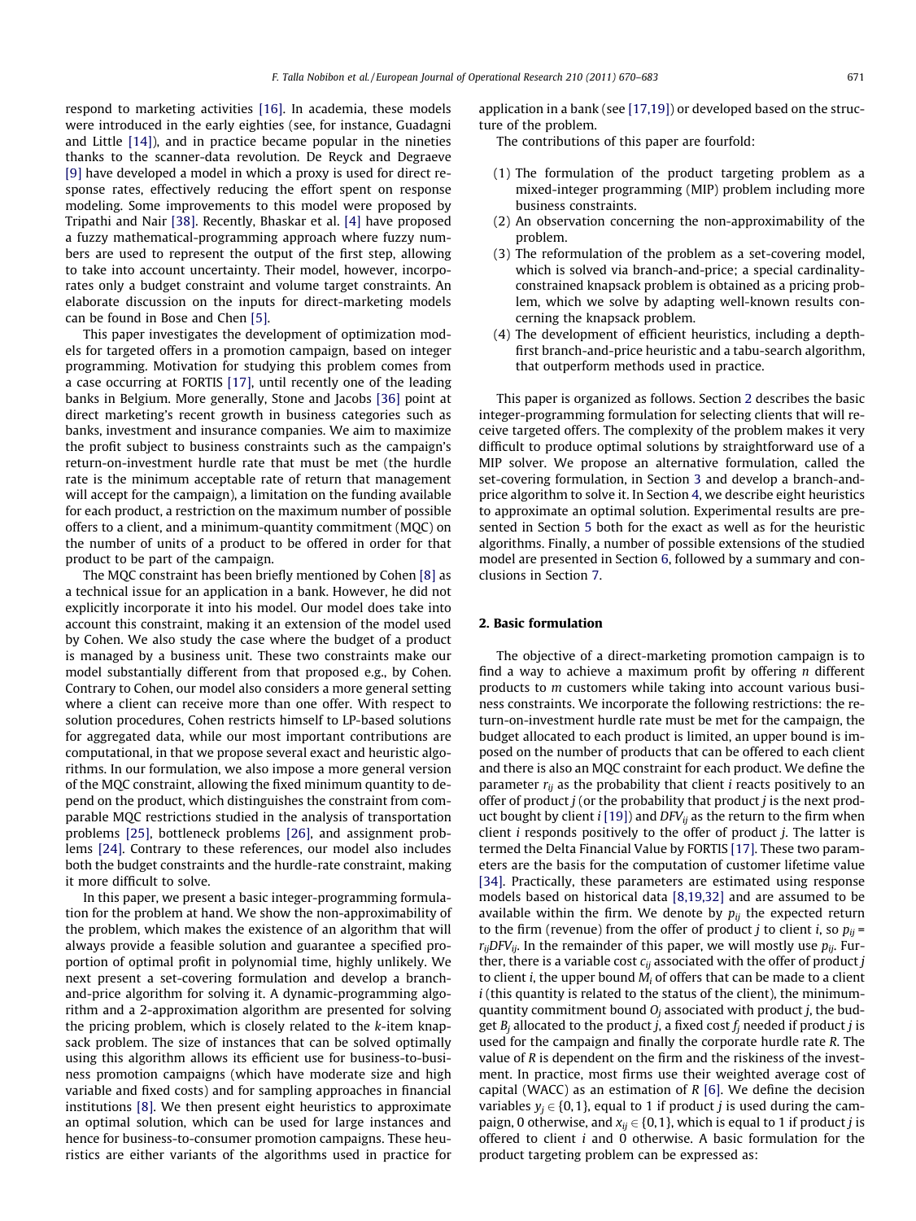respond to marketing activities [16]. In academia, these models were introduced in the early eighties (see, for instance, Guadagni and Little [14]), and in practice became popular in the nineties thanks to the scanner-data revolution. De Reyck and Degraeve [9] have developed a model in which a proxy is used for direct response rates, effectively reducing the effort spent on response modeling. Some improvements to this model were proposed by Tripathi and Nair [38]. Recently, Bhaskar et al. [4] have proposed a fuzzy mathematical-programming approach where fuzzy numbers are used to represent the output of the first step, allowing to take into account uncertainty. Their model, however, incorporates only a budget constraint and volume target constraints. An elaborate discussion on the inputs for direct-marketing models can be found in Bose and Chen [5].

This paper investigates the development of optimization models for targeted offers in a promotion campaign, based on integer programming. Motivation for studying this problem comes from a case occurring at FORTIS [17], until recently one of the leading banks in Belgium. More generally, Stone and Jacobs [36] point at direct marketing's recent growth in business categories such as banks, investment and insurance companies. We aim to maximize the profit subject to business constraints such as the campaign's return-on-investment hurdle rate that must be met (the hurdle rate is the minimum acceptable rate of return that management will accept for the campaign), a limitation on the funding available for each product, a restriction on the maximum number of possible offers to a client, and a minimum-quantity commitment (MQC) on the number of units of a product to be offered in order for that product to be part of the campaign.

The MQC constraint has been briefly mentioned by Cohen [8] as a technical issue for an application in a bank. However, he did not explicitly incorporate it into his model. Our model does take into account this constraint, making it an extension of the model used by Cohen. We also study the case where the budget of a product is managed by a business unit. These two constraints make our model substantially different from that proposed e.g., by Cohen. Contrary to Cohen, our model also considers a more general setting where a client can receive more than one offer. With respect to solution procedures, Cohen restricts himself to LP-based solutions for aggregated data, while our most important contributions are computational, in that we propose several exact and heuristic algorithms. In our formulation, we also impose a more general version of the MQC constraint, allowing the fixed minimum quantity to depend on the product, which distinguishes the constraint from comparable MQC restrictions studied in the analysis of transportation problems [25], bottleneck problems [26], and assignment problems [24]. Contrary to these references, our model also includes both the budget constraints and the hurdle-rate constraint, making it more difficult to solve.

In this paper, we present a basic integer-programming formulation for the problem at hand. We show the non-approximability of the problem, which makes the existence of an algorithm that will always provide a feasible solution and guarantee a specified proportion of optimal profit in polynomial time, highly unlikely. We next present a set-covering formulation and develop a branch-and-price algorithm for solving it. A dynamic-programming algorithm and a 2-approximation algorithm are presented for solving the pricing problem, which is closely related to the $k$-item knapsack problem. The size of instances that can be solved optimally using this algorithm allows its efficient use for business-to-business promotion campaigns (which have moderate size and high variable and fixed costs) and for sampling approaches in financial institutions [8]. We then present eight heuristics to approximate an optimal solution, which can be used for large instances and hence for business-to-consumer promotion campaigns. These heuristics are either variants of the algorithms used in practice for application in a bank (see [17,19]) or developed based on the structure of the problem.

The contributions of this paper are fourfold:

(1) The formulation of the product targeting problem as a mixed-integer programming (MIP) problem including more business constraints.
(2) An observation concerning the non-approximability of the problem.
(3) The reformulation of the problem as a set-covering model, which is solved via branch-and-price; a special cardinality-constrained knapsack problem is obtained as a pricing problem, which we solve by adapting well-known results concerning the knapsack problem.
(4) The development of efficient heuristics, including a depth-first branch-and-price heuristic and a tabu-search algorithm, that outperform methods used in practice.

This paper is organized as follows. Section 2 describes the basic integer-programming formulation for selecting clients that will receive targeted offers. The complexity of the problem makes it very difficult to produce optimal solutions by straightforward use of a MIP solver. We propose an alternative formulation, called the set-covering formulation, in Section 3 and develop a branch-and-price algorithm to solve it. In Section 4, we describe eight heuristics to approximate an optimal solution. Experimental results are presented in Section 5 both for the exact as well as for the heuristic algorithms. Finally, a number of possible extensions of the studied model are presented in Section 6, followed by a summary and conclusions in Section 7.

## 2. Basic formulation

The objective of a direct-marketing promotion campaign is to find a way to achieve a maximum profit by offering $n$ different products to $m$ customers while taking into account various business constraints. We incorporate the following restrictions: the return-on-investment hurdle rate must be met for the campaign, the budget allocated to each product is limited, an upper bound is imposed on the number of products that can be offered to each client and there is also an MQC constraint for each product. We define the parameter $r_{ij}$ as the probability that client $i$ reacts positively to an offer of product $j$ (or the probability that product $j$ is the next product bought by client $i$ [19]) and $DFV_{ij}$ as the return to the firm when client $i$ responds positively to the offer of product $j$. The latter is termed the Delta Financial Value by FORTIS [17]. These two parameters are the basis for the computation of customer lifetime value [34]. Practically, these parameters are estimated using response models based on historical data [8,19,32] and are assumed to be available within the firm. We denote by $p_{ij}$ the expected return to the firm (revenue) from the offer of product $j$ to client $i$, so $p_{ij} = r_{ij}DFV_{ij}$. In the remainder of this paper, we will mostly use $p_{ij}$. Further, there is a variable cost $c_{ij}$ associated with the offer of product $j$ to client $i$, the upper bound $M_i$ of offers that can be made to a client $i$ (this quantity is related to the status of the client), the minimum-quantity commitment bound $O_j$ associated with product $j$, the budget $B_j$ allocated to the product $j$, a fixed cost $f_j$ needed if product $j$ is used for the campaign and finally the corporate hurdle rate $R$. The value of $R$ is dependent on the firm and the riskiness of the investment. In practice, most firms use their weighted average cost of capital (WACC) as an estimation of $R$ [6]. We define the decision variables $y_j \in \{0,1\}$, equal to 1 if product $j$ is used during the campaign, 0 otherwise, and $x_{ij} \in \{0,1\}$, which is equal to 1 if product $j$ is offered to client $i$ and 0 otherwise. A basic formulation for the product targeting problem can be expressed as: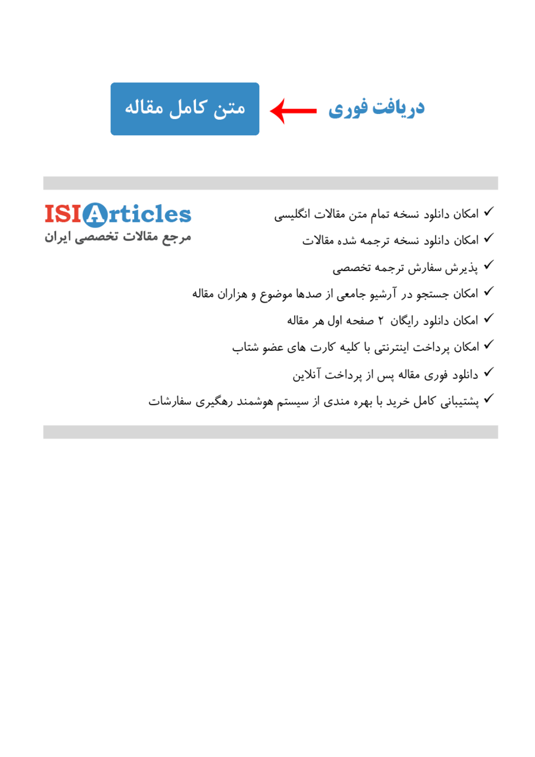دریافت فوری ← متن کامل مقاله

**ISIArticles**
مرجع مقالات تخصصی ایران

- ✓ امکان دانلود نسخه تمام متن مقالات انگلیسی
- ✓ امکان دانلود نسخه ترجمه شده مقالات
- ✓ پذیرش سفارش ترجمه تخصصی
- ✓ امکان جستجو در آرشیو جامعی از صدها موضوع و هزاران مقاله
- ✓ امکان دانلود رایگان ۲ صفحه اول هر مقاله
- ✓ امکان پرداخت اینترنتی با کلیه کارت های عضو شتاب
- ✓ دانلود فوری مقاله پس از پرداخت آنلاین
- ✓ پشتیبانی کامل خرید با بهره مندی از سیستم هوشمند رهگیری سفارشات